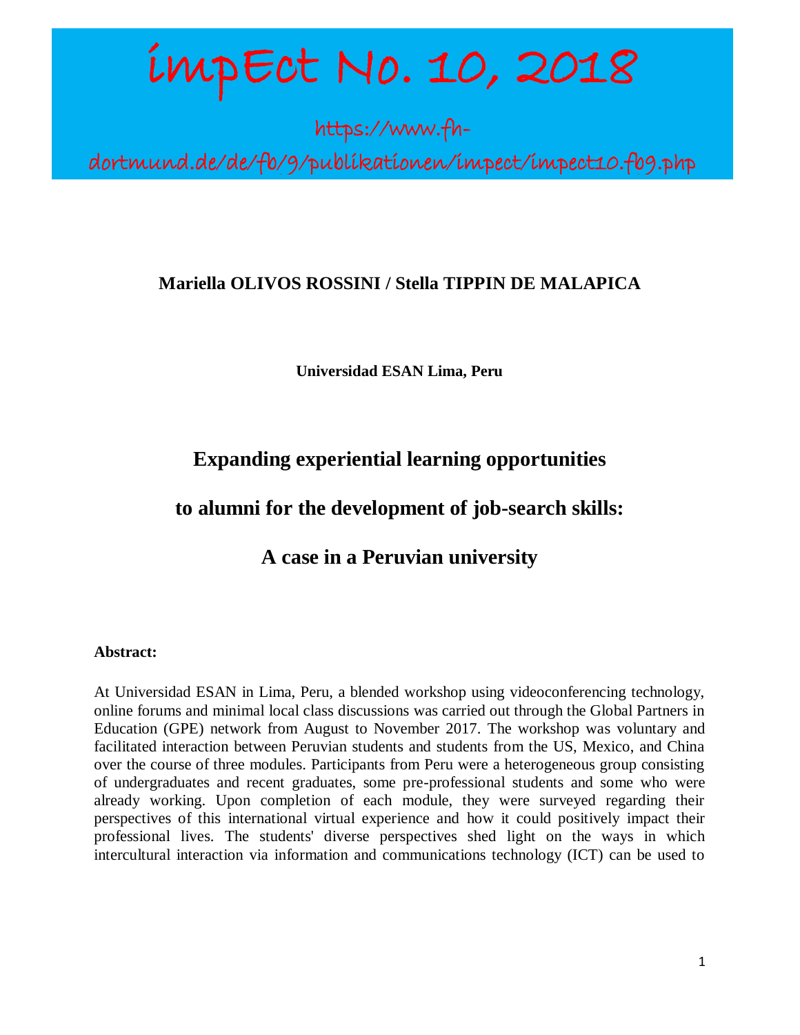# impEct No. 10, 2018

https://www.fh-dortmund.de/de/fb/9/publikationen/impect/impect10.fb9.php

**Mariella OLIVOS ROSSINI / Stella TIPPIN DE MALAPICA**

**Universidad ESAN Lima, Peru**

## Expanding experiential learning opportunities to alumni for the development of job-search skills: A case in a Peruvian university

**Abstract:**

At Universidad ESAN in Lima, Peru, a blended workshop using videoconferencing technology, online forums and minimal local class discussions was carried out through the Global Partners in Education (GPE) network from August to November 2017. The workshop was voluntary and facilitated interaction between Peruvian students and students from the US, Mexico, and China over the course of three modules. Participants from Peru were a heterogeneous group consisting of undergraduates and recent graduates, some pre-professional students and some who were already working. Upon completion of each module, they were surveyed regarding their perspectives of this international virtual experience and how it could positively impact their professional lives. The students' diverse perspectives shed light on the ways in which intercultural interaction via information and communications technology (ICT) can be used to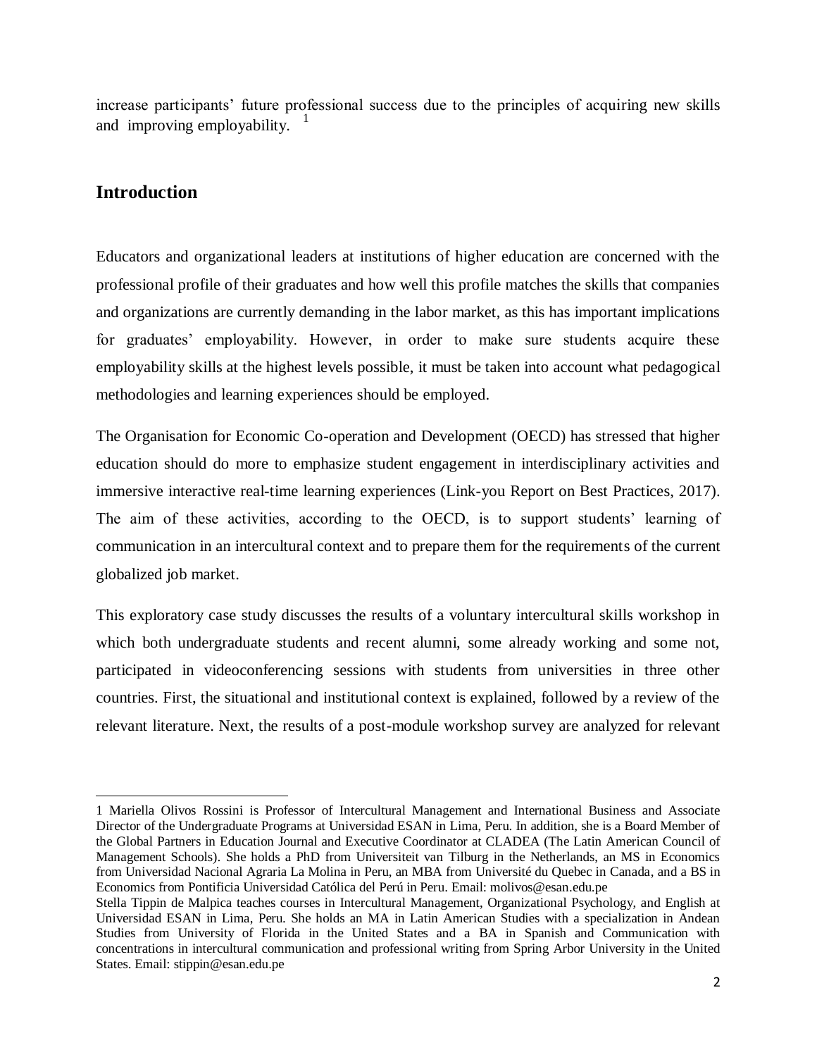increase participants' future professional success due to the principles of acquiring new skills and improving employability. [1]

## Introduction

Educators and organizational leaders at institutions of higher education are concerned with the professional profile of their graduates and how well this profile matches the skills that companies and organizations are currently demanding in the labor market, as this has important implications for graduates' employability. However, in order to make sure students acquire these employability skills at the highest levels possible, it must be taken into account what pedagogical methodologies and learning experiences should be employed.

The Organisation for Economic Co-operation and Development (OECD) has stressed that higher education should do more to emphasize student engagement in interdisciplinary activities and immersive interactive real-time learning experiences (Link-you Report on Best Practices, 2017). The aim of these activities, according to the OECD, is to support students' learning of communication in an intercultural context and to prepare them for the requirements of the current globalized job market.

This exploratory case study discusses the results of a voluntary intercultural skills workshop in which both undergraduate students and recent alumni, some already working and some not, participated in videoconferencing sessions with students from universities in three other countries. First, the situational and institutional context is explained, followed by a review of the relevant literature. Next, the results of a post-module workshop survey are analyzed for relevant

---

1 Mariella Olivos Rossini is Professor of Intercultural Management and International Business and Associate Director of the Undergraduate Programs at Universidad ESAN in Lima, Peru. In addition, she is a Board Member of the Global Partners in Education Journal and Executive Coordinator at CLADEA (The Latin American Council of Management Schools). She holds a PhD from Universiteit van Tilburg in the Netherlands, an MS in Economics from Universidad Nacional Agraria La Molina in Peru, an MBA from Université du Quebec in Canada, and a BS in Economics from Pontificia Universidad Católica del Perú in Peru. Email: molivos@esan.edu.pe

Stella Tippin de Malpica teaches courses in Intercultural Management, Organizational Psychology, and English at Universidad ESAN in Lima, Peru. She holds an MA in Latin American Studies with a specialization in Andean Studies from University of Florida in the United States and a BA in Spanish and Communication with concentrations in intercultural communication and professional writing from Spring Arbor University in the United States. Email: stippin@esan.edu.pe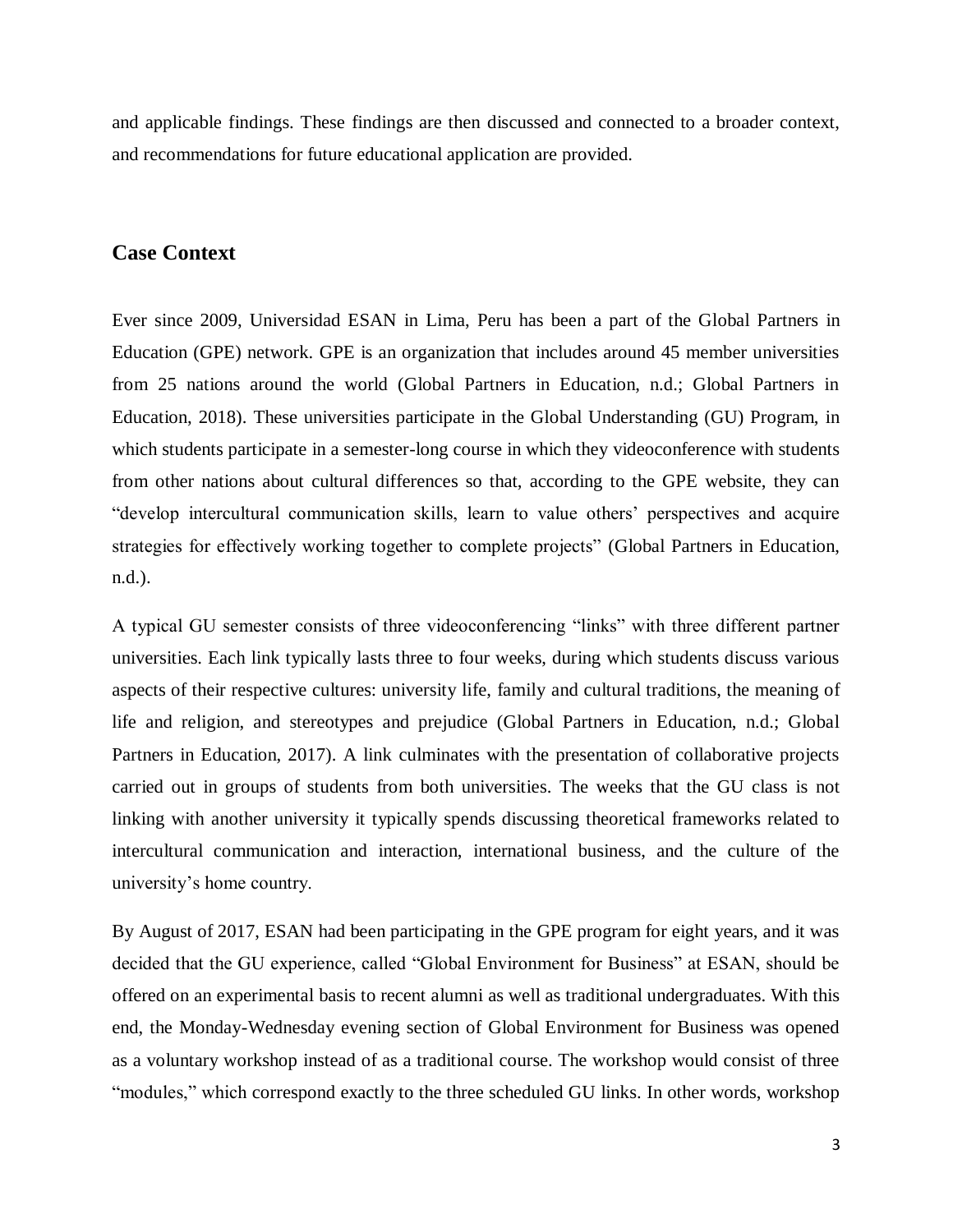and applicable findings. These findings are then discussed and connected to a broader context, and recommendations for future educational application are provided.

## Case Context

Ever since 2009, Universidad ESAN in Lima, Peru has been a part of the Global Partners in Education (GPE) network. GPE is an organization that includes around 45 member universities from 25 nations around the world (Global Partners in Education, n.d.; Global Partners in Education, 2018). These universities participate in the Global Understanding (GU) Program, in which students participate in a semester-long course in which they videoconference with students from other nations about cultural differences so that, according to the GPE website, they can "develop intercultural communication skills, learn to value others' perspectives and acquire strategies for effectively working together to complete projects" (Global Partners in Education, n.d.).

A typical GU semester consists of three videoconferencing "links" with three different partner universities. Each link typically lasts three to four weeks, during which students discuss various aspects of their respective cultures: university life, family and cultural traditions, the meaning of life and religion, and stereotypes and prejudice (Global Partners in Education, n.d.; Global Partners in Education, 2017). A link culminates with the presentation of collaborative projects carried out in groups of students from both universities. The weeks that the GU class is not linking with another university it typically spends discussing theoretical frameworks related to intercultural communication and interaction, international business, and the culture of the university's home country.

By August of 2017, ESAN had been participating in the GPE program for eight years, and it was decided that the GU experience, called "Global Environment for Business" at ESAN, should be offered on an experimental basis to recent alumni as well as traditional undergraduates. With this end, the Monday-Wednesday evening section of Global Environment for Business was opened as a voluntary workshop instead of as a traditional course. The workshop would consist of three "modules," which correspond exactly to the three scheduled GU links. In other words, workshop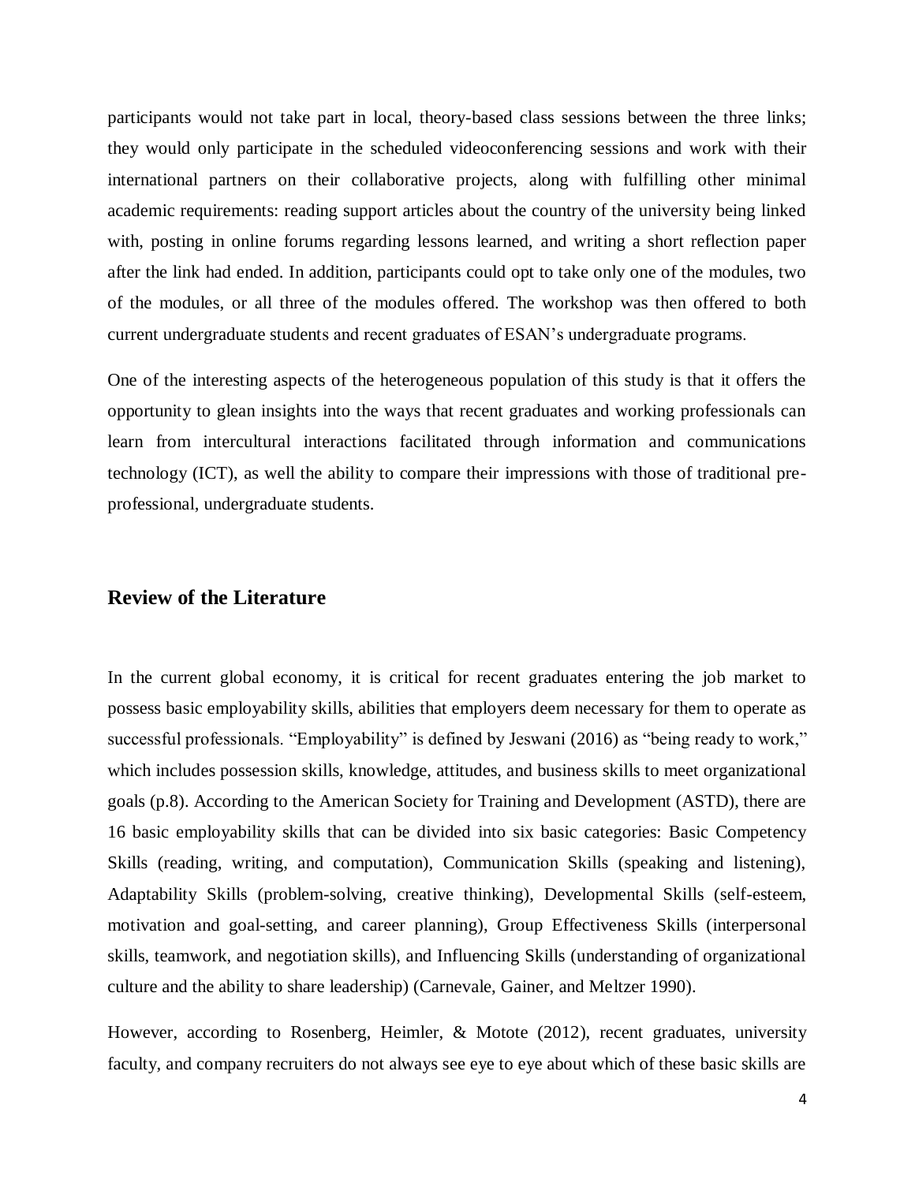participants would not take part in local, theory-based class sessions between the three links; they would only participate in the scheduled videoconferencing sessions and work with their international partners on their collaborative projects, along with fulfilling other minimal academic requirements: reading support articles about the country of the university being linked with, posting in online forums regarding lessons learned, and writing a short reflection paper after the link had ended. In addition, participants could opt to take only one of the modules, two of the modules, or all three of the modules offered. The workshop was then offered to both current undergraduate students and recent graduates of ESAN's undergraduate programs.

One of the interesting aspects of the heterogeneous population of this study is that it offers the opportunity to glean insights into the ways that recent graduates and working professionals can learn from intercultural interactions facilitated through information and communications technology (ICT), as well the ability to compare their impressions with those of traditional pre-professional, undergraduate students.

## Review of the Literature

In the current global economy, it is critical for recent graduates entering the job market to possess basic employability skills, abilities that employers deem necessary for them to operate as successful professionals. "Employability" is defined by Jeswani (2016) as "being ready to work," which includes possession skills, knowledge, attitudes, and business skills to meet organizational goals (p.8). According to the American Society for Training and Development (ASTD), there are 16 basic employability skills that can be divided into six basic categories: Basic Competency Skills (reading, writing, and computation), Communication Skills (speaking and listening), Adaptability Skills (problem-solving, creative thinking), Developmental Skills (self-esteem, motivation and goal-setting, and career planning), Group Effectiveness Skills (interpersonal skills, teamwork, and negotiation skills), and Influencing Skills (understanding of organizational culture and the ability to share leadership) (Carnevale, Gainer, and Meltzer 1990).

However, according to Rosenberg, Heimler, & Motote (2012), recent graduates, university faculty, and company recruiters do not always see eye to eye about which of these basic skills are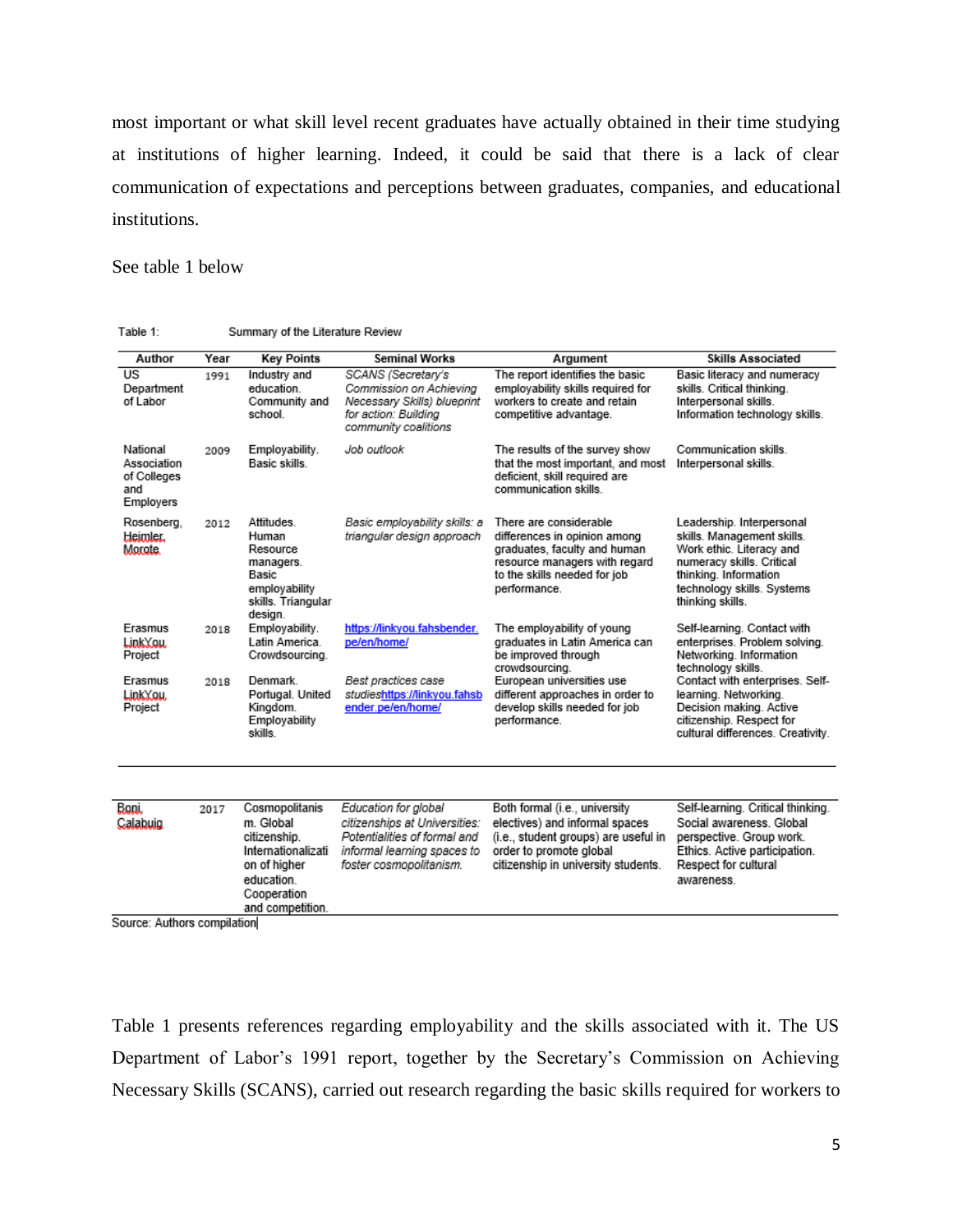most important or what skill level recent graduates have actually obtained in their time studying at institutions of higher learning. Indeed, it could be said that there is a lack of clear communication of expectations and perceptions between graduates, companies, and educational institutions.

See table 1 below

Table 1: Summary of the Literature Review

| Author | Year | Key Points | Seminal Works | Argument | Skills Associated |
|---|---|---|---|---|---|
| US Department of Labor | 1991 | Industry and education. Community and school. | *SCANS (Secretary's Commission on Achieving Necessary Skills) blueprint for action: Building community coalitions* | The report identifies the basic employability skills required for workers to create and retain competitive advantage. | Basic literacy and numeracy skills. Critical thinking. Interpersonal skills. Information technology skills. |
| National Association of Colleges and Employers | 2009 | Employability. Basic skills. | *Job outlook* | The results of the survey show that the most important, and most deficient, skill required are communication skills. | Communication skills. Interpersonal skills. |
| Rosenberg, Heimler, Morote | 2012 | Attitudes. Human Resource managers. Basic employability skills. Triangular design. | *Basic employability skills: a triangular design approach* | There are considerable differences in opinion among graduates, faculty and human resource managers with regard to the skills needed for job performance. | Leadership. Interpersonal skills. Management skills. Work ethic. Literacy and numeracy skills. Critical thinking. Information technology skills. Systems thinking skills. |
| Erasmus LinkYou Project | 2018 | Employability. Latin America. Crowdsourcing. | https://linkyou.fahsbender.pe/en/home/ | The employability of young graduates in Latin America can be improved through crowdsourcing. | Self-learning. Contact with enterprises. Problem solving. Networking. Information technology skills. |
| Erasmus LinkYou Project | 2018 | Denmark. Portugal. United Kingdom. Employability skills. | *Best practices case studies*https://linkyou.fahsbender.pe/en/home/ | European universities use different approaches in order to develop skills needed for job performance. | Contact with enterprises. Self-learning. Networking. Decision making. Active citizenship. Respect for cultural differences. Creativity. |
| Boni, Calabuig | 2017 | Cosmopolitanism. Global citizenship. Internationalization of higher education. Cooperation and competition. | *Education for global citizenships at Universities: Potentialities of formal and informal learning spaces to foster cosmopolitanism.* | Both formal (i.e., university electives) and informal spaces (i.e., student groups) are useful in order to promote global citizenship in university students. | Self-learning. Critical thinking. Social awareness. Global perspective. Group work. Ethics. Active participation. Respect for cultural awareness. |

Source: Authors compilation

Table 1 presents references regarding employability and the skills associated with it. The US Department of Labor's 1991 report, together by the Secretary's Commission on Achieving Necessary Skills (SCANS), carried out research regarding the basic skills required for workers to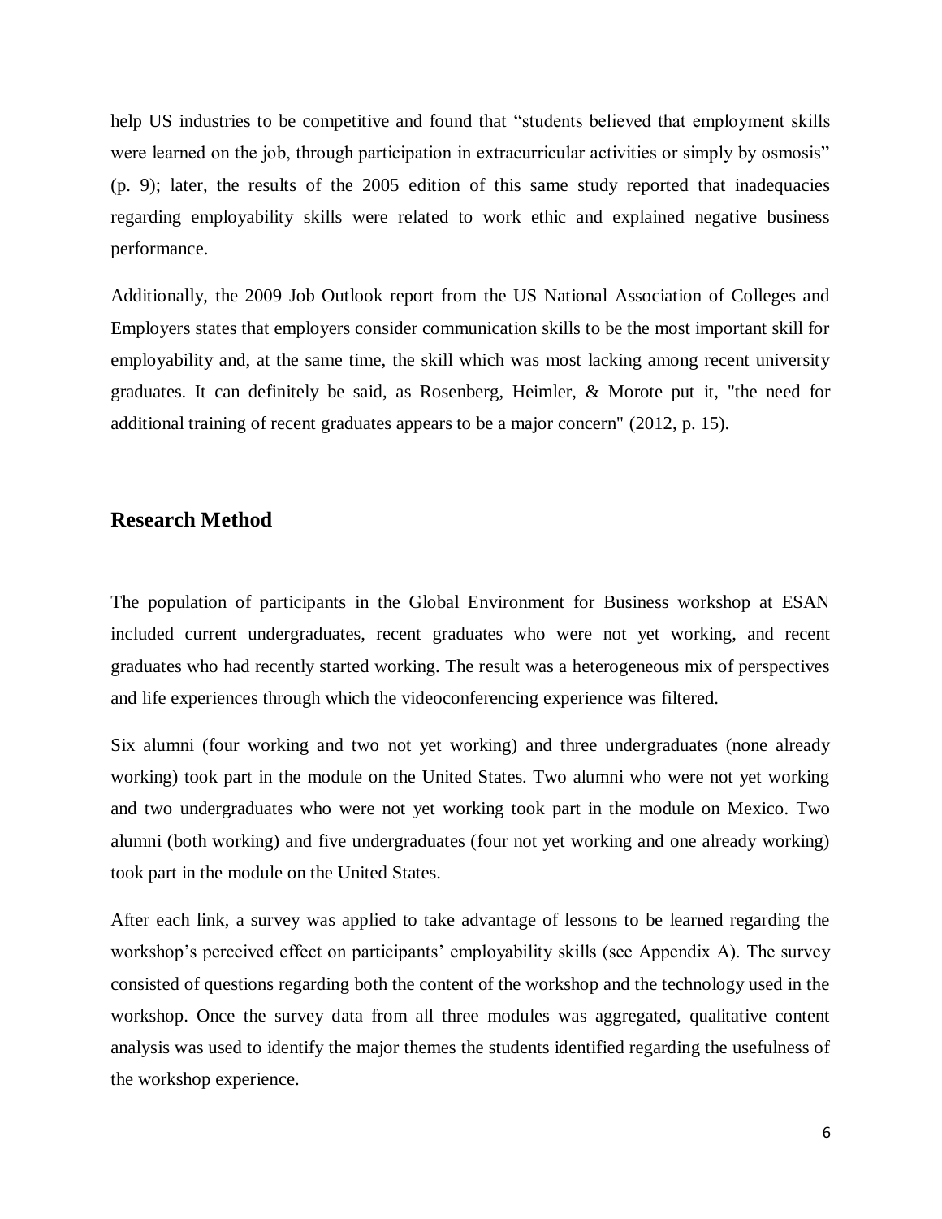help US industries to be competitive and found that "students believed that employment skills were learned on the job, through participation in extracurricular activities or simply by osmosis" (p. 9); later, the results of the 2005 edition of this same study reported that inadequacies regarding employability skills were related to work ethic and explained negative business performance.

Additionally, the 2009 Job Outlook report from the US National Association of Colleges and Employers states that employers consider communication skills to be the most important skill for employability and, at the same time, the skill which was most lacking among recent university graduates. It can definitely be said, as Rosenberg, Heimler, & Morote put it, "the need for additional training of recent graduates appears to be a major concern" (2012, p. 15).

## Research Method

The population of participants in the Global Environment for Business workshop at ESAN included current undergraduates, recent graduates who were not yet working, and recent graduates who had recently started working. The result was a heterogeneous mix of perspectives and life experiences through which the videoconferencing experience was filtered.

Six alumni (four working and two not yet working) and three undergraduates (none already working) took part in the module on the United States. Two alumni who were not yet working and two undergraduates who were not yet working took part in the module on Mexico. Two alumni (both working) and five undergraduates (four not yet working and one already working) took part in the module on the United States.

After each link, a survey was applied to take advantage of lessons to be learned regarding the workshop's perceived effect on participants' employability skills (see Appendix A). The survey consisted of questions regarding both the content of the workshop and the technology used in the workshop. Once the survey data from all three modules was aggregated, qualitative content analysis was used to identify the major themes the students identified regarding the usefulness of the workshop experience.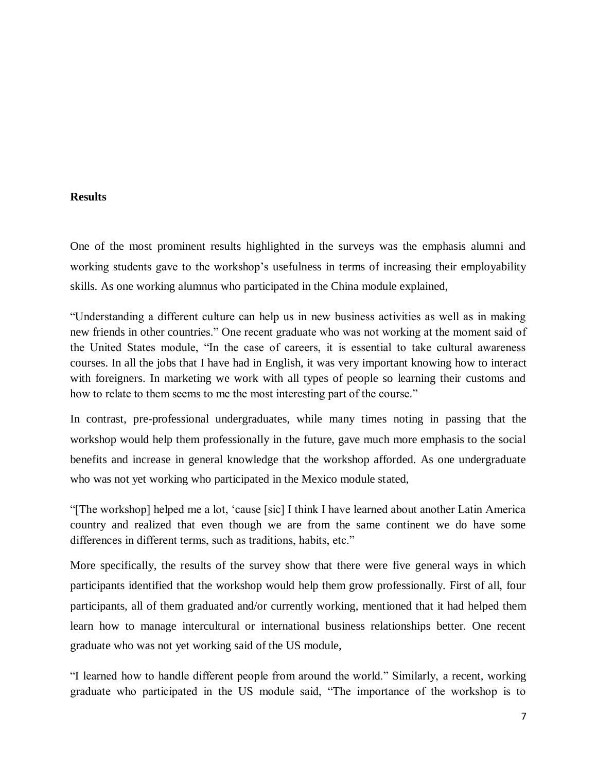**Results**

One of the most prominent results highlighted in the surveys was the emphasis alumni and working students gave to the workshop's usefulness in terms of increasing their employability skills. As one working alumnus who participated in the China module explained,

"Understanding a different culture can help us in new business activities as well as in making new friends in other countries." One recent graduate who was not working at the moment said of the United States module, "In the case of careers, it is essential to take cultural awareness courses. In all the jobs that I have had in English, it was very important knowing how to interact with foreigners. In marketing we work with all types of people so learning their customs and how to relate to them seems to me the most interesting part of the course."

In contrast, pre-professional undergraduates, while many times noting in passing that the workshop would help them professionally in the future, gave much more emphasis to the social benefits and increase in general knowledge that the workshop afforded. As one undergraduate who was not yet working who participated in the Mexico module stated,

"[The workshop] helped me a lot, 'cause [sic] I think I have learned about another Latin America country and realized that even though we are from the same continent we do have some differences in different terms, such as traditions, habits, etc."

More specifically, the results of the survey show that there were five general ways in which participants identified that the workshop would help them grow professionally. First of all, four participants, all of them graduated and/or currently working, mentioned that it had helped them learn how to manage intercultural or international business relationships better. One recent graduate who was not yet working said of the US module,

"I learned how to handle different people from around the world." Similarly, a recent, working graduate who participated in the US module said, "The importance of the workshop is to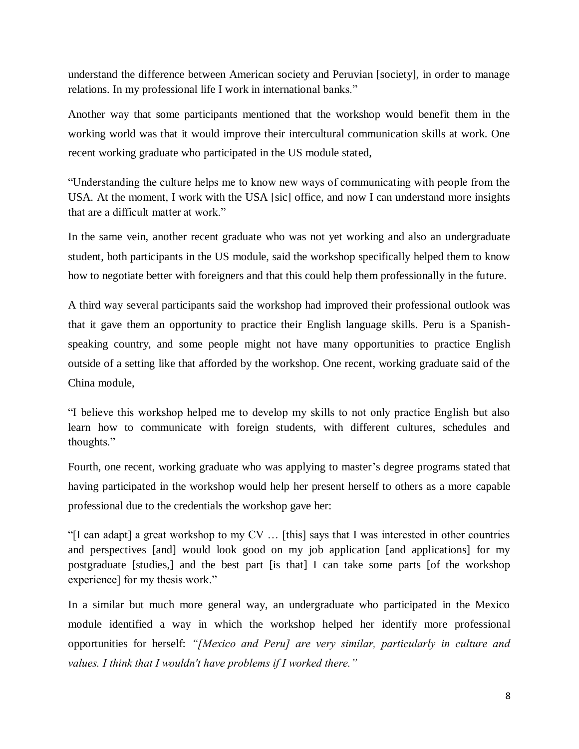understand the difference between American society and Peruvian [society], in order to manage relations. In my professional life I work in international banks."

Another way that some participants mentioned that the workshop would benefit them in the working world was that it would improve their intercultural communication skills at work. One recent working graduate who participated in the US module stated,

"Understanding the culture helps me to know new ways of communicating with people from the USA. At the moment, I work with the USA [sic] office, and now I can understand more insights that are a difficult matter at work."

In the same vein, another recent graduate who was not yet working and also an undergraduate student, both participants in the US module, said the workshop specifically helped them to know how to negotiate better with foreigners and that this could help them professionally in the future.

A third way several participants said the workshop had improved their professional outlook was that it gave them an opportunity to practice their English language skills. Peru is a Spanish-speaking country, and some people might not have many opportunities to practice English outside of a setting like that afforded by the workshop. One recent, working graduate said of the China module,

"I believe this workshop helped me to develop my skills to not only practice English but also learn how to communicate with foreign students, with different cultures, schedules and thoughts."

Fourth, one recent, working graduate who was applying to master's degree programs stated that having participated in the workshop would help her present herself to others as a more capable professional due to the credentials the workshop gave her:

"[I can adapt] a great workshop to my CV … [this] says that I was interested in other countries and perspectives [and] would look good on my job application [and applications] for my postgraduate [studies,] and the best part [is that] I can take some parts [of the workshop experience] for my thesis work."

In a similar but much more general way, an undergraduate who participated in the Mexico module identified a way in which the workshop helped her identify more professional opportunities for herself: *"[Mexico and Peru] are very similar, particularly in culture and values. I think that I wouldn't have problems if I worked there."*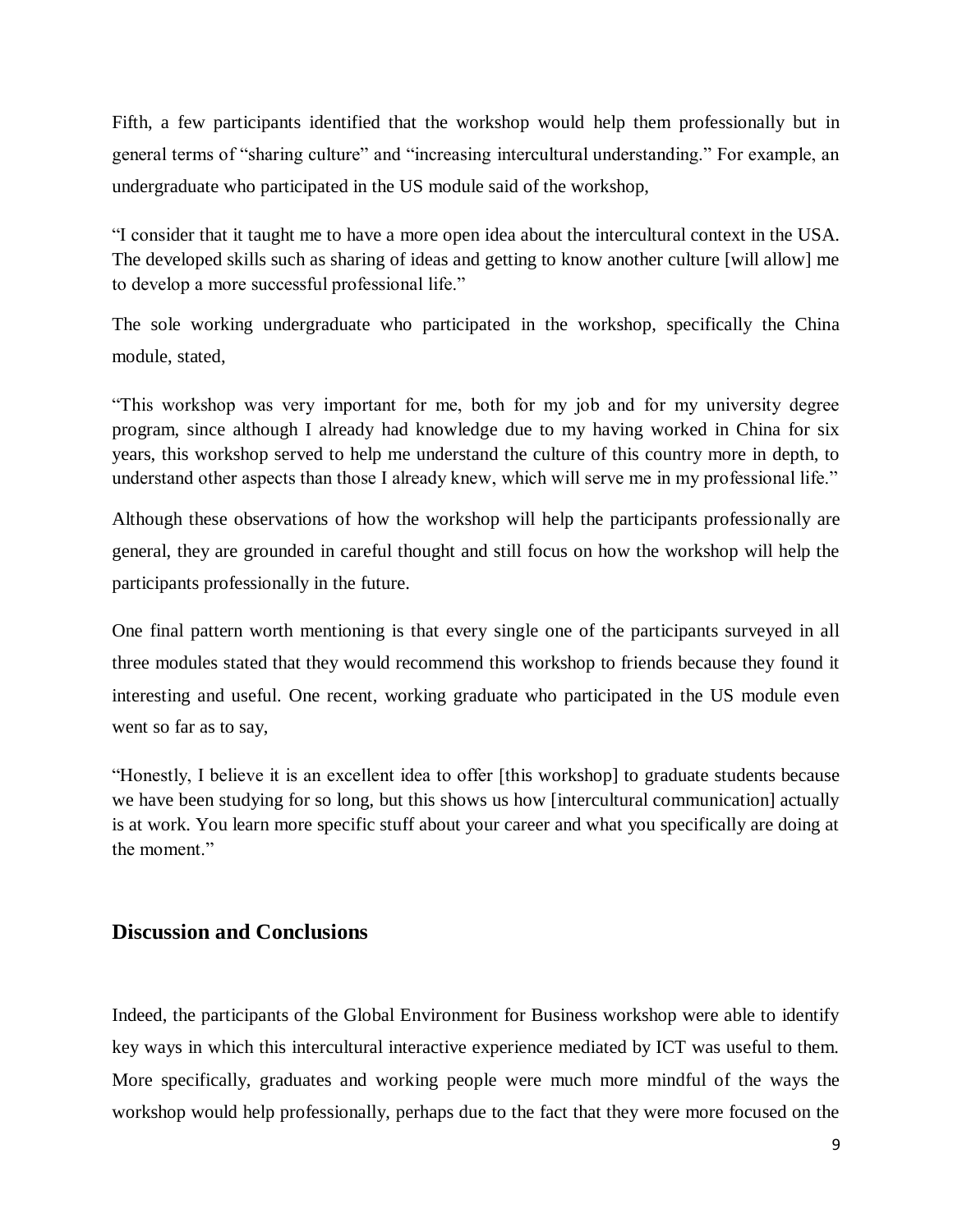Fifth, a few participants identified that the workshop would help them professionally but in general terms of “sharing culture” and “increasing intercultural understanding.” For example, an undergraduate who participated in the US module said of the workshop,

> “I consider that it taught me to have a more open idea about the intercultural context in the USA. The developed skills such as sharing of ideas and getting to know another culture [will allow] me to develop a more successful professional life.”

The sole working undergraduate who participated in the workshop, specifically the China module, stated,

> “This workshop was very important for me, both for my job and for my university degree program, since although I already had knowledge due to my having worked in China for six years, this workshop served to help me understand the culture of this country more in depth, to understand other aspects than those I already knew, which will serve me in my professional life.”

Although these observations of how the workshop will help the participants professionally are general, they are grounded in careful thought and still focus on how the workshop will help the participants professionally in the future.

One final pattern worth mentioning is that every single one of the participants surveyed in all three modules stated that they would recommend this workshop to friends because they found it interesting and useful. One recent, working graduate who participated in the US module even went so far as to say,

> “Honestly, I believe it is an excellent idea to offer [this workshop] to graduate students because we have been studying for so long, but this shows us how [intercultural communication] actually is at work. You learn more specific stuff about your career and what you specifically are doing at the moment.”

## Discussion and Conclusions

Indeed, the participants of the Global Environment for Business workshop were able to identify key ways in which this intercultural interactive experience mediated by ICT was useful to them. More specifically, graduates and working people were much more mindful of the ways the workshop would help professionally, perhaps due to the fact that they were more focused on the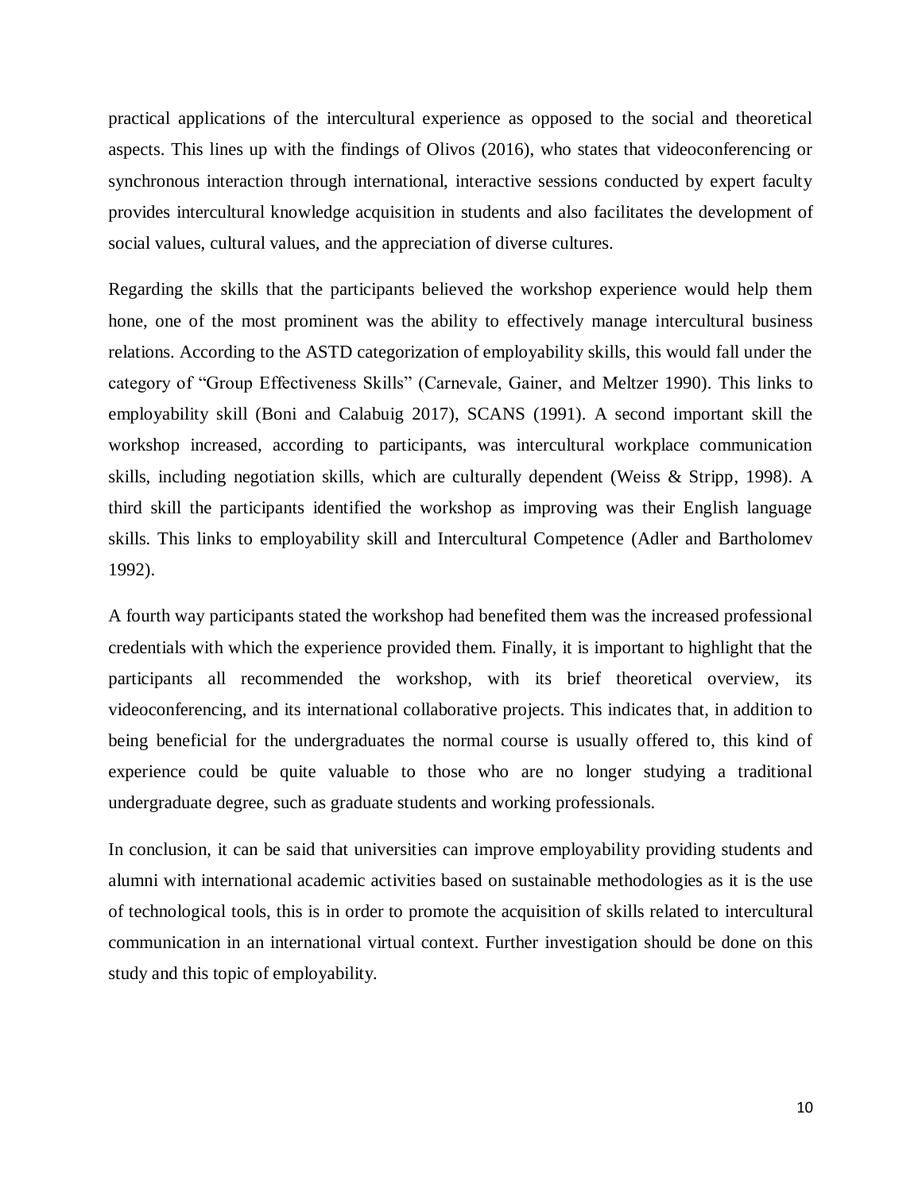practical applications of the intercultural experience as opposed to the social and theoretical aspects. This lines up with the findings of Olivos (2016), who states that videoconferencing or synchronous interaction through international, interactive sessions conducted by expert faculty provides intercultural knowledge acquisition in students and also facilitates the development of social values, cultural values, and the appreciation of diverse cultures.

Regarding the skills that the participants believed the workshop experience would help them hone, one of the most prominent was the ability to effectively manage intercultural business relations. According to the ASTD categorization of employability skills, this would fall under the category of "Group Effectiveness Skills" (Carnevale, Gainer, and Meltzer 1990). This links to employability skill (Boni and Calabuig 2017), SCANS (1991). A second important skill the workshop increased, according to participants, was intercultural workplace communication skills, including negotiation skills, which are culturally dependent (Weiss & Stripp, 1998). A third skill the participants identified the workshop as improving was their English language skills. This links to employability skill and Intercultural Competence (Adler and Bartholomev 1992).

A fourth way participants stated the workshop had benefited them was the increased professional credentials with which the experience provided them. Finally, it is important to highlight that the participants all recommended the workshop, with its brief theoretical overview, its videoconferencing, and its international collaborative projects. This indicates that, in addition to being beneficial for the undergraduates the normal course is usually offered to, this kind of experience could be quite valuable to those who are no longer studying a traditional undergraduate degree, such as graduate students and working professionals.

In conclusion, it can be said that universities can improve employability providing students and alumni with international academic activities based on sustainable methodologies as it is the use of technological tools, this is in order to promote the acquisition of skills related to intercultural communication in an international virtual context. Further investigation should be done on this study and this topic of employability.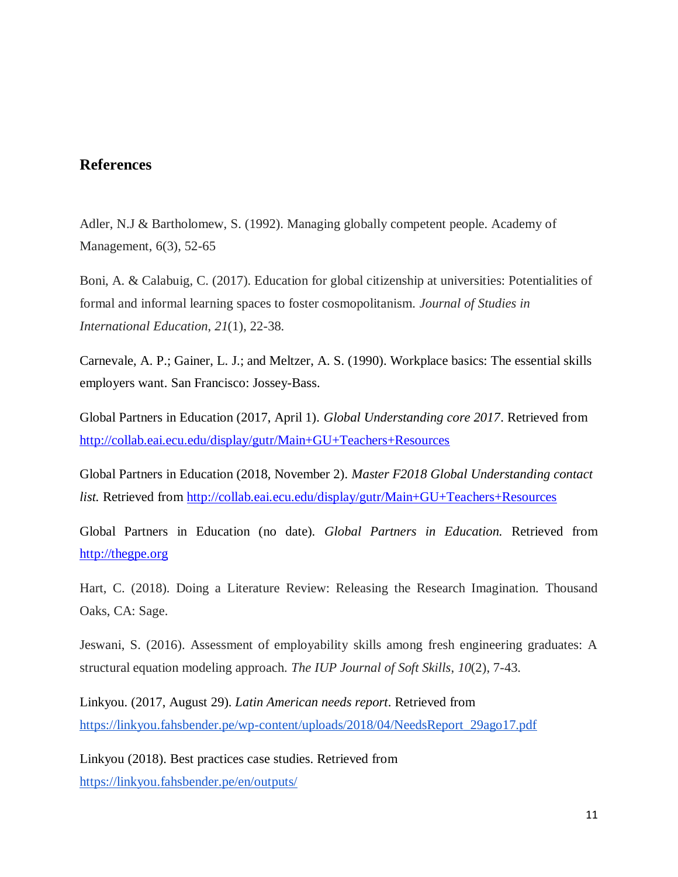## References

Adler, N.J & Bartholomew, S. (1992). Managing globally competent people. Academy of Management, 6(3), 52-65

Boni, A. & Calabuig, C. (2017). Education for global citizenship at universities: Potentialities of formal and informal learning spaces to foster cosmopolitanism. *Journal of Studies in International Education*, *21*(1), 22-38.

Carnevale, A. P.; Gainer, L. J.; and Meltzer, A. S. (1990). Workplace basics: The essential skills employers want. San Francisco: Jossey-Bass.

Global Partners in Education (2017, April 1). *Global Understanding core 2017*. Retrieved from http://collab.eai.ecu.edu/display/gutr/Main+GU+Teachers+Resources

Global Partners in Education (2018, November 2). *Master F2018 Global Understanding contact list.* Retrieved from http://collab.eai.ecu.edu/display/gutr/Main+GU+Teachers+Resources

Global Partners in Education (no date). *Global Partners in Education.* Retrieved from http://thegpe.org

Hart, C. (2018). Doing a Literature Review: Releasing the Research Imagination. Thousand Oaks, CA: Sage.

Jeswani, S. (2016). Assessment of employability skills among fresh engineering graduates: A structural equation modeling approach. *The IUP Journal of Soft Skills, 10*(2), 7-43.

Linkyou. (2017, August 29). *Latin American needs report*. Retrieved from https://linkyou.fahsbender.pe/wp-content/uploads/2018/04/NeedsReport_29ago17.pdf

Linkyou (2018). Best practices case studies. Retrieved from https://linkyou.fahsbender.pe/en/outputs/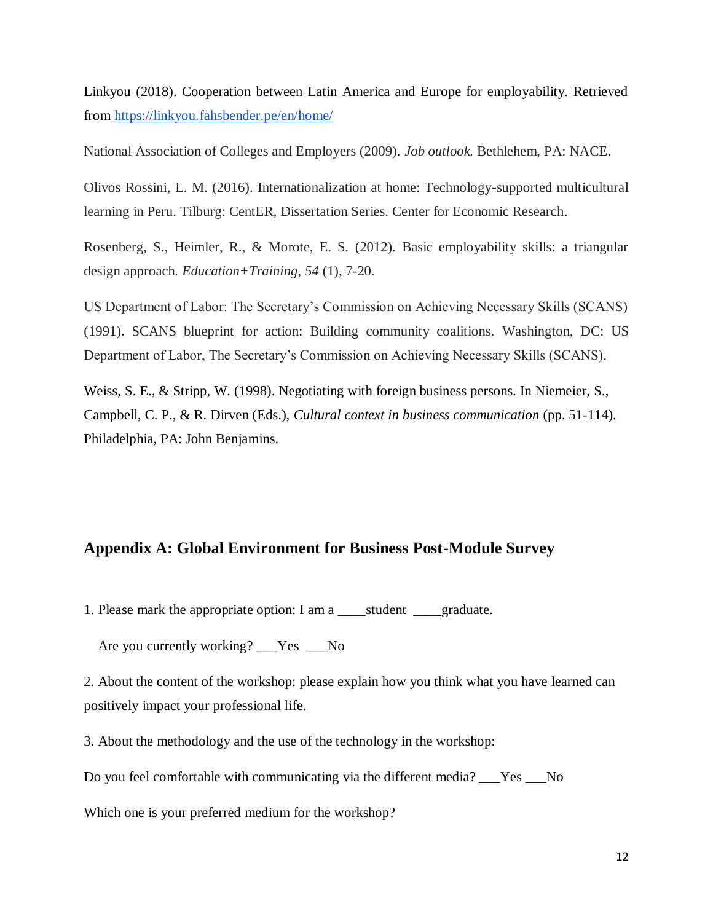Linkyou (2018). Cooperation between Latin America and Europe for employability. Retrieved from https://linkyou.fahsbender.pe/en/home/

National Association of Colleges and Employers (2009). *Job outlook*. Bethlehem, PA: NACE.

Olivos Rossini, L. M. (2016). Internationalization at home: Technology-supported multicultural learning in Peru. Tilburg: CentER, Dissertation Series. Center for Economic Research.

Rosenberg, S., Heimler, R., & Morote, E. S. (2012). Basic employability skills: a triangular design approach. *Education+Training, 54* (1), 7-20.

US Department of Labor: The Secretary's Commission on Achieving Necessary Skills (SCANS) (1991). SCANS blueprint for action: Building community coalitions. Washington, DC: US Department of Labor, The Secretary's Commission on Achieving Necessary Skills (SCANS).

Weiss, S. E., & Stripp, W. (1998). Negotiating with foreign business persons. In Niemeier, S., Campbell, C. P., & R. Dirven (Eds.), *Cultural context in business communication* (pp. 51-114). Philadelphia, PA: John Benjamins.

## Appendix A: Global Environment for Business Post-Module Survey

1. Please mark the appropriate option: I am a ____student ____graduate.

   Are you currently working? ___Yes ___No

2. About the content of the workshop: please explain how you think what you have learned can positively impact your professional life.

3. About the methodology and the use of the technology in the workshop:

Do you feel comfortable with communicating via the different media? ___Yes ___No

Which one is your preferred medium for the workshop?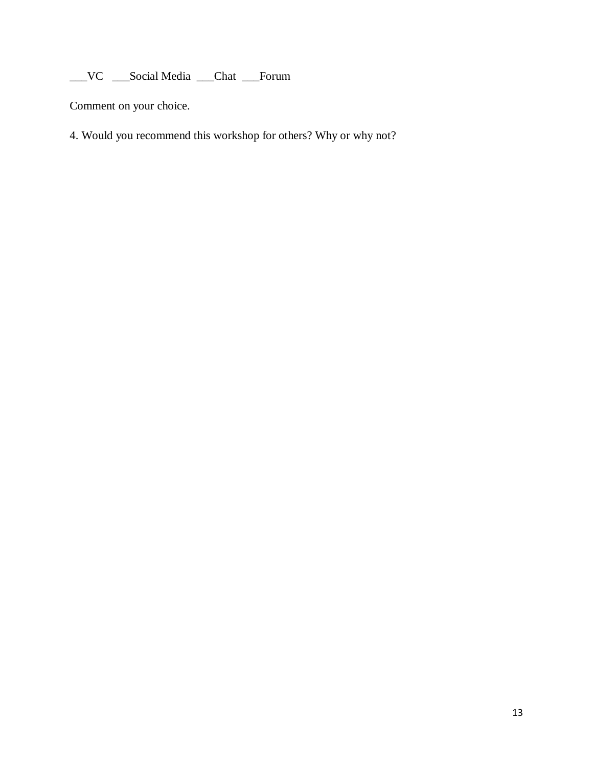___VC ___Social Media ___Chat ___Forum

Comment on your choice.

4. Would you recommend this workshop for others? Why or why not?